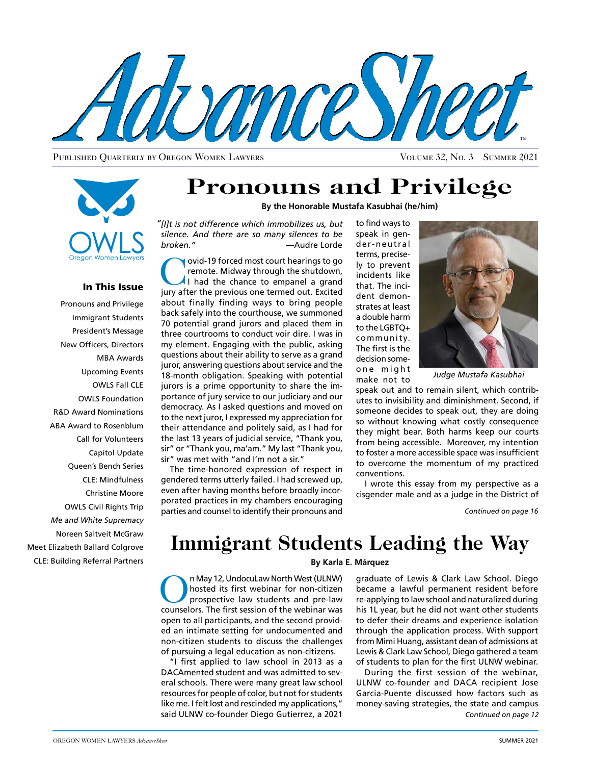# AdvanceSheet

Published Quarterly by Oregon Women Lawyers — Volume 32, No. 3 Summer 2021

OWLS
Oregon Women Lawyers

### In This Issue

Pronouns and Privilege
Immigrant Students
President's Message
New Officers, Directors
MBA Awards
Upcoming Events
OWLS Fall CLE
OWLS Foundation
R&D Award Nominations
ABA Award to Rosenblum
Call for Volunteers
Capitol Update
Queen's Bench Series
CLE: Mindfulness
Christine Moore
OWLS Civil Rights Trip
*Me and White Supremacy*
Noreen Saltveit McGraw
Meet Elizabeth Ballard Colgrove
CLE: Building Referral Partners

# Pronouns and Privilege

**By the Honorable Mustafa Kasubhai (he/him)**

*"[I]t is not difference which immobilizes us, but silence. And there are so many silences to be broken."* —Audre Lorde

Covid-19 forced most court hearings to go remote. Midway through the shutdown, I had the chance to empanel a grand jury after the previous one termed out. Excited about finally finding ways to bring people back safely into the courthouse, we summoned 70 potential grand jurors and placed them in three courtrooms to conduct voir dire. I was in my element. Engaging with the public, asking questions about their ability to serve as a grand juror, answering questions about service and the 18-month obligation. Speaking with potential jurors is a prime opportunity to share the importance of jury service to our judiciary and our democracy. As I asked questions and moved on to the next juror, I expressed my appreciation for their attendance and politely said, as I had for the last 13 years of judicial service, "Thank you, sir" or "Thank you, ma'am." My last "Thank you, sir" was met with "and I'm not a sir."

The time-honored expression of respect in gendered terms utterly failed. I had screwed up, even after having months before broadly incorporated practices in my chambers encouraging parties and counsel to identify their pronouns and to find ways to speak in gender-neutral terms, precisely to prevent incidents like that. The incident demonstrates at least a double harm to the LGBTQ+ community. The first is the decision someone might make not to speak out and to remain silent, which contributes to invisibility and diminishment. Second, if someone decides to speak out, they are doing so without knowing what costly consequence they might bear. Both harms keep our courts from being accessible. Moreover, my intention to foster a more accessible space was insufficient to overcome the momentum of my practiced conventions.

*Judge Mustafa Kasubhai*

I wrote this essay from my perspective as a cisgender male and as a judge in the District of

*Continued on page 16*

# Immigrant Students Leading the Way

**By Karla E. Márquez**

On May 12, UndocuLaw North West (ULNW) hosted its first webinar for non-citizen prospective law students and pre-law counselors. The first session of the webinar was open to all participants, and the second provided an intimate setting for undocumented and non-citizen students to discuss the challenges of pursuing a legal education as non-citizens.

"I first applied to law school in 2013 as a DACAmented student and was admitted to several schools. There were many great law school resources for people of color, but not for students like me. I felt lost and rescinded my applications," said ULNW co-founder Diego Gutierrez, a 2021 graduate of Lewis & Clark Law School. Diego became a lawful permanent resident before re-applying to law school and naturalized during his 1L year, but he did not want other students to defer their dreams and experience isolation through the application process. With support from Mimi Huang, assistant dean of admissions at Lewis & Clark Law School, Diego gathered a team of students to plan for the first ULNW webinar.

During the first session of the webinar, ULNW co-founder and DACA recipient Jose Garcia-Puente discussed how factors such as money-saving strategies, the state and campus

*Continued on page 12*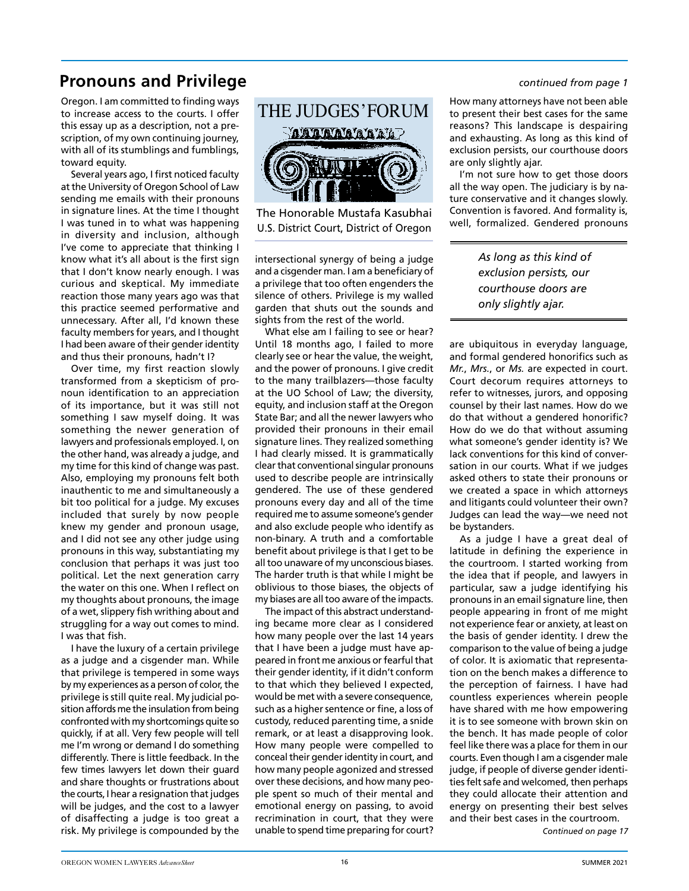## Pronouns and Privilege

*continued from page 1*

Oregon. I am committed to finding ways to increase access to the courts. I offer this essay up as a description, not a prescription, of my own continuing journey, with all of its stumblings and fumblings, toward equity.

Several years ago, I first noticed faculty at the University of Oregon School of Law sending me emails with their pronouns in signature lines. At the time I thought I was tuned in to what was happening in diversity and inclusion, although I've come to appreciate that thinking I know what it's all about is the first sign that I don't know nearly enough. I was curious and skeptical. My immediate reaction those many years ago was that this practice seemed performative and unnecessary. After all, I'd known these faculty members for years, and I thought I had been aware of their gender identity and thus their pronouns, hadn't I?

Over time, my first reaction slowly transformed from a skepticism of pronoun identification to an appreciation of its importance, but it was still not something I saw myself doing. It was something the newer generation of lawyers and professionals employed. I, on the other hand, was already a judge, and my time for this kind of change was past. Also, employing my pronouns felt both inauthentic to me and simultaneously a bit too political for a judge. My excuses included that surely by now people knew my gender and pronoun usage, and I did not see any other judge using pronouns in this way, substantiating my conclusion that perhaps it was just too political. Let the next generation carry the water on this one. When I reflect on my thoughts about pronouns, the image of a wet, slippery fish writhing about and struggling for a way out comes to mind. I was that fish.

I have the luxury of a certain privilege as a judge and a cisgender man. While that privilege is tempered in some ways by my experiences as a person of color, the privilege is still quite real. My judicial position affords me the insulation from being confronted with my shortcomings quite so quickly, if at all. Very few people will tell me I'm wrong or demand I do something differently. There is little feedback. In the few times lawyers let down their guard and share thoughts or frustrations about the courts, I hear a resignation that judges will be judges, and the cost to a lawyer of disaffecting a judge is too great a risk. My privilege is compounded by the

THE JUDGES' FORUM

The Honorable Mustafa Kasubhai
U.S. District Court, District of Oregon

intersectional synergy of being a judge and a cisgender man. I am a beneficiary of a privilege that too often engenders the silence of others. Privilege is my walled garden that shuts out the sounds and sights from the rest of the world.

What else am I failing to see or hear? Until 18 months ago, I failed to more clearly see or hear the value, the weight, and the power of pronouns. I give credit to the many trailblazers—those faculty at the UO School of Law; the diversity, equity, and inclusion staff at the Oregon State Bar; and all the newer lawyers who provided their pronouns in their email signature lines. They realized something I had clearly missed. It is grammatically clear that conventional singular pronouns used to describe people are intrinsically gendered. The use of these gendered pronouns every day and all of the time required me to assume someone's gender and also exclude people who identify as non-binary. A truth and a comfortable benefit about privilege is that I get to be all too unaware of my unconscious biases. The harder truth is that while I might be oblivious to those biases, the objects of my biases are all too aware of the impacts.

The impact of this abstract understanding became more clear as I considered how many people over the last 14 years that I have been a judge must have appeared in front me anxious or fearful that their gender identity, if it didn't conform to that which they believed I expected, would be met with a severe consequence, such as a higher sentence or fine, a loss of custody, reduced parenting time, a snide remark, or at least a disapproving look. How many people were compelled to conceal their gender identity in court, and how many people agonized and stressed over these decisions, and how many people spent so much of their mental and emotional energy on passing, to avoid recrimination in court, that they were unable to spend time preparing for court? How many attorneys have not been able to present their best cases for the same reasons? This landscape is despairing and exhausting. As long as this kind of exclusion persists, our courthouse doors are only slightly ajar.

I'm not sure how to get those doors all the way open. The judiciary is by nature conservative and it changes slowly. Convention is favored. And formality is, well, formalized. Gendered pronouns are ubiquitous in everyday language, and formal gendered honorifics such as *Mr.*, *Mrs.*, or *Ms.* are expected in court. Court decorum requires attorneys to refer to witnesses, jurors, and opposing counsel by their last names. How do we do that without a gendered honorific? How do we do that without assuming what someone's gender identity is? We lack conventions for this kind of conversation in our courts. What if we judges asked others to state their pronouns or we created a space in which attorneys and litigants could volunteer their own? Judges can lead the way—we need not be bystanders.

> *As long as this kind of exclusion persists, our courthouse doors are only slightly ajar.*

As a judge I have a great deal of latitude in defining the experience in the courtroom. I started working from the idea that if people, and lawyers in particular, saw a judge identifying his pronouns in an email signature line, then people appearing in front of me might not experience fear or anxiety, at least on the basis of gender identity. I drew the comparison to the value of being a judge of color. It is axiomatic that representation on the bench makes a difference to the perception of fairness. I have had countless experiences wherein people have shared with me how empowering it is to see someone with brown skin on the bench. It has made people of color feel like there was a place for them in our courts. Even though I am a cisgender male judge, if people of diverse gender identities felt safe and welcomed, then perhaps they could allocate their attention and energy on presenting their best selves and their best cases in the courtroom.

*Continued on page 17*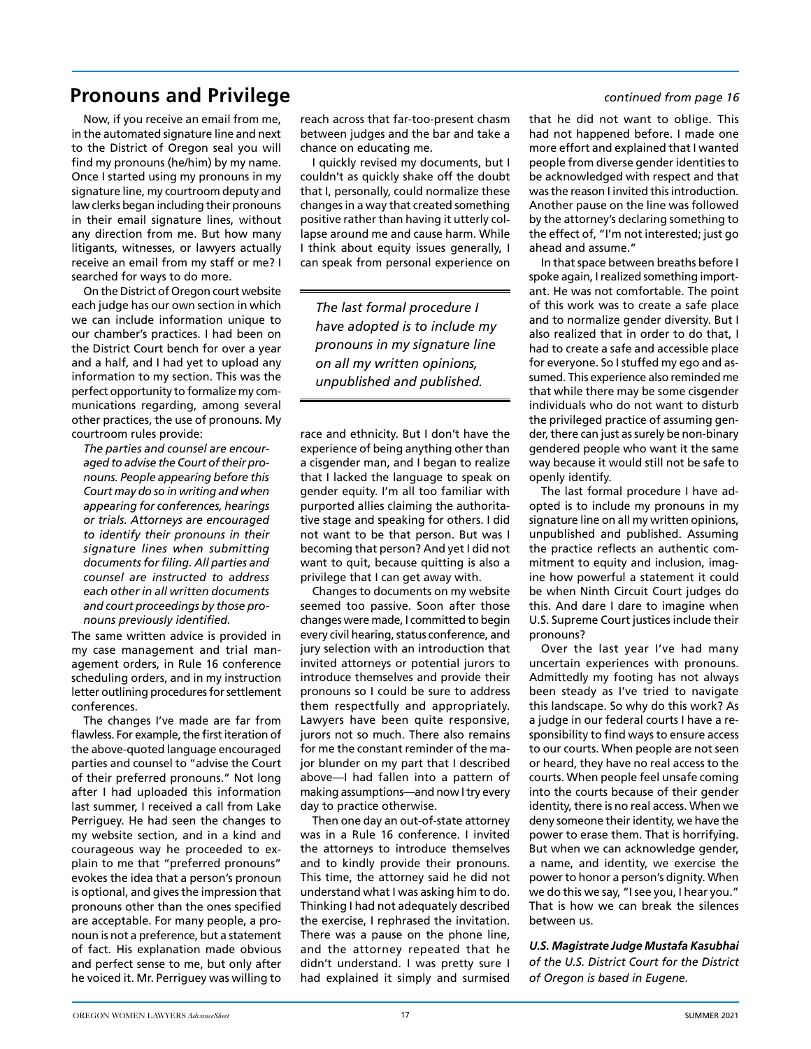## Pronouns and Privilege

*continued from page 16*

Now, if you receive an email from me, in the automated signature line and next to the District of Oregon seal you will find my pronouns (he/him) by my name. Once I started using my pronouns in my signature line, my courtroom deputy and law clerks began including their pronouns in their email signature lines, without any direction from me. But how many litigants, witnesses, or lawyers actually receive an email from my staff or me? I searched for ways to do more.

On the District of Oregon court website each judge has our own section in which we can include information unique to our chamber's practices. I had been on the District Court bench for over a year and a half, and I had yet to upload any information to my section. This was the perfect opportunity to formalize my communications regarding, among several other practices, the use of pronouns. My courtroom rules provide:

> *The parties and counsel are encouraged to advise the Court of their pronouns. People appearing before this Court may do so in writing and when appearing for conferences, hearings or trials. Attorneys are encouraged to identify their pronouns in their signature lines when submitting documents for filing. All parties and counsel are instructed to address each other in all written documents and court proceedings by those pronouns previously identified.*

The same written advice is provided in my case management and trial management orders, in Rule 16 conference scheduling orders, and in my instruction letter outlining procedures for settlement conferences.

The changes I've made are far from flawless. For example, the first iteration of the above-quoted language encouraged parties and counsel to "advise the Court of their preferred pronouns." Not long after I had uploaded this information last summer, I received a call from Lake Perriguey. He had seen the changes to my website section, and in a kind and courageous way he proceeded to explain to me that "preferred pronouns" evokes the idea that a person's pronoun is optional, and gives the impression that pronouns other than the ones specified are acceptable. For many people, a pronoun is not a preference, but a statement of fact. His explanation made obvious and perfect sense to me, but only after he voiced it. Mr. Perriguey was willing to reach across that far-too-present chasm between judges and the bar and take a chance on educating me.

I quickly revised my documents, but I couldn't as quickly shake off the doubt that I, personally, could normalize these changes in a way that created something positive rather than having it utterly collapse around me and cause harm. While I think about equity issues generally, I can speak from personal experience on race and ethnicity. But I don't have the experience of being anything other than a cisgender man, and I began to realize that I lacked the language to speak on gender equity. I'm all too familiar with purported allies claiming the authoritative stage and speaking for others. I did not want to be that person. But was I becoming that person? And yet I did not want to quit, because quitting is also a privilege that I can get away with.

> *The last formal procedure I have adopted is to include my pronouns in my signature line on all my written opinions, unpublished and published.*

Changes to documents on my website seemed too passive. Soon after those changes were made, I committed to begin every civil hearing, status conference, and jury selection with an introduction that invited attorneys or potential jurors to introduce themselves and provide their pronouns so I could be sure to address them respectfully and appropriately. Lawyers have been quite responsive, jurors not so much. There also remains for me the constant reminder of the major blunder on my part that I described above—I had fallen into a pattern of making assumptions—and now I try every day to practice otherwise.

Then one day an out-of-state attorney was in a Rule 16 conference. I invited the attorneys to introduce themselves and to kindly provide their pronouns. This time, the attorney said he did not understand what I was asking him to do. Thinking I had not adequately described the exercise, I rephrased the invitation. There was a pause on the phone line, and the attorney repeated that he didn't understand. I was pretty sure I had explained it simply and surmised that he did not want to oblige. This had not happened before. I made one more effort and explained that I wanted people from diverse gender identities to be acknowledged with respect and that was the reason I invited this introduction. Another pause on the line was followed by the attorney's declaring something to the effect of, "I'm not interested; just go ahead and assume."

In that space between breaths before I spoke again, I realized something important. He was not comfortable. The point of this work was to create a safe place and to normalize gender diversity. But I also realized that in order to do that, I had to create a safe and accessible place for everyone. So I stuffed my ego and assumed. This experience also reminded me that while there may be some cisgender individuals who do not want to disturb the privileged practice of assuming gender, there can just as surely be non-binary gendered people who want it the same way because it would still not be safe to openly identify.

The last formal procedure I have adopted is to include my pronouns in my signature line on all my written opinions, unpublished and published. Assuming the practice reflects an authentic commitment to equity and inclusion, imagine how powerful a statement it could be when Ninth Circuit Court judges do this. And dare I dare to imagine when U.S. Supreme Court justices include their pronouns?

Over the last year I've had many uncertain experiences with pronouns. Admittedly my footing has not always been steady as I've tried to navigate this landscape. So why do this work? As a judge in our federal courts I have a responsibility to find ways to ensure access to our courts. When people are not seen or heard, they have no real access to the courts. When people feel unsafe coming into the courts because of their gender identity, there is no real access. When we deny someone their identity, we have the power to erase them. That is horrifying. But when we can acknowledge gender, a name, and identity, we exercise the power to honor a person's dignity. When we do this we say, "I see you, I hear you." That is how we can break the silences between us.

***U.S. Magistrate Judge Mustafa Kasubhai*** *of the U.S. District Court for the District of Oregon is based in Eugene.*